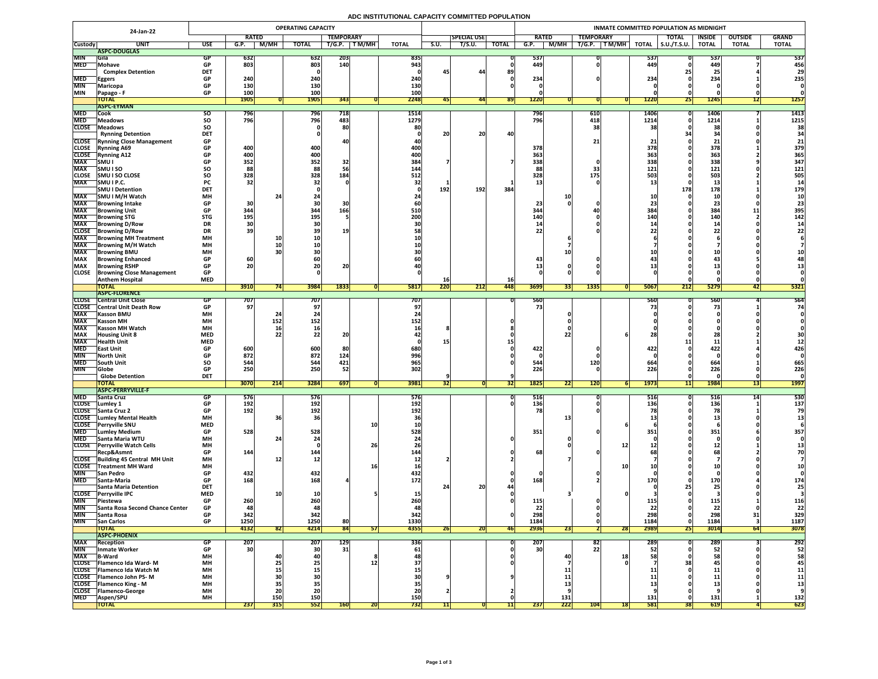# ADC INSTITUTIONAL CAPACITY COMMITTED POPULATION

| 24-Jan-22 | | | OPERATING CAPACITY | | | | | | | | | | INMATE COMMITTED POPULATION AS MIDNIGHT | | | | | | | | | |
|---|---|---|---|---|---|---|---|---|---|---|---|---|---|---|---|---|---|---|---|---|---|---|
| | | | RATED | | | TEMPORARY | | | | SPECIAL USE | | | RATED | | TEMPORARY | | | TOTAL | INSIDE | OUTSIDE | GRAND |
| Custody | UNIT | USE | G.P. | M/MH | TOTAL | T/G.P. | T M/MH | TOTAL | S.U. | T/S.U. | TOTAL | G.P. | M/MH | T/G.P. | T M/MH | TOTAL | S.U./T.S.U. | TOTAL | TOTAL | TOTAL |
| | **ASPC-DOUGLAS** | | | | | | | | | | | | | | | | | | | |
| MIN | Gila | GP | 632 | | 632 | 203 | | 835 | | | 0 | 537 | | 0 | | 537 | 0 | 537 | 0 | 537 |
| MED | Mohave | GP | 803 | | 803 | 140 | | 943 | | | 0 | 449 | | 0 | | 449 | 0 | 449 | 7 | 456 |
| | Complex Detention | DET | | | 0 | | | 0 | 45 | 44 | 89 | | | | | | 25 | 25 | 4 | 29 |
| MED | Eggers | GP | 240 | | 240 | | | 240 | | | 0 | 234 | | 0 | | 234 | 0 | 234 | 1 | 235 |
| MIN | Maricopa | GP | 130 | | 130 | | | 130 | | | 0 | 0 | | | | 0 | 0 | 0 | 0 | 0 |
| MIN | Papago - F | GP | 100 | | 100 | | | 100 | | | | 0 | | | | 0 | 0 | 0 | 0 | 0 |
| | **TOTAL** | | 1905 | 0 | 1905 | 343 | 0 | 2248 | 45 | 44 | 89 | 1220 | 0 | 0 | 0 | 1220 | 25 | 1245 | 12 | 1257 |
| | **ASPC-EYMAN** | | | | | | | | | | | | | | | | | | | |
| MED | Cook | SO | 796 | | 796 | 718 | | 1514 | | | | 796 | | 610 | | 1406 | 0 | 1406 | 7 | 1413 |
| MED | Meadows | SO | 796 | | 796 | 483 | | 1279 | | | | 796 | | 418 | | 1214 | 0 | 1214 | 1 | 1215 |
| CLOSE | Meadows | SO | | | 0 | 80 | | 80 | | | | | | 38 | | 38 | 0 | 38 | 0 | 38 |
| | Rynning Detention | DET | | | 0 | | | 0 | 20 | 20 | 40 | | | | | | 34 | 34 | 0 | 34 |
| CLOSE | Rynning Close Management | GP | | | | 40 | | 40 | | | | | | 21 | | 21 | 0 | 21 | 0 | 21 |
| CLOSE | Rynning A69 | GP | 400 | | 400 | | | 400 | | | | 378 | | | | 378 | 0 | 378 | 1 | 379 |
| CLOSE | Rynning A12 | GP | 400 | | 400 | | | 400 | | | | 363 | | | | 363 | 0 | 363 | 2 | 365 |
| MAX | SMU I | GP | 352 | | 352 | 32 | | 384 | 7 | | 7 | 338 | | 0 | | 338 | 0 | 338 | 9 | 347 |
| MAX | SMU I SO | SO | 88 | | 88 | 56 | | 144 | | | | 88 | | 33 | | 121 | 0 | 121 | 0 | 121 |
| CLOSE | SMU I SO CLOSE | SO | 328 | | 328 | 184 | | 512 | | | | 328 | | 175 | | 503 | 0 | 503 | 2 | 505 |
| MAX | SMU I P.C. | PC | 32 | | 32 | 0 | | 32 | 1 | | 1 | 13 | | 0 | | 13 | 0 | 13 | 1 | 14 |
| | SMU I Detention | DET | | | 0 | | | 0 | 192 | 192 | 384 | | | | | | 178 | 178 | 1 | 179 |
| MAX | SMU I M/H Watch | MH | | 24 | 24 | | | 24 | | | | | 10 | | | 10 | 0 | 10 | 0 | 10 |
| MAX | Browning Intake | GP | 30 | | 30 | 30 | | 60 | | | | 23 | 0 | 0 | | 23 | 0 | 23 | 0 | 23 |
| MAX | Browning Unit | GP | 344 | | 344 | 166 | | 510 | | | | 344 | | 40 | | 384 | 0 | 384 | 11 | 395 |
| MAX | Browning STG | STG | 195 | | 195 | 5 | | 200 | | | | 140 | | 0 | | 140 | 0 | 140 | 2 | 142 |
| MAX | Browning D/Row | DR | 30 | | 30 | | | 30 | | | | 14 | | 0 | | 14 | 0 | 14 | 0 | 14 |
| CLOSE | Browning D/Row | DR | 39 | | 39 | 19 | | 58 | | | | 22 | | 0 | | 22 | 0 | 22 | 0 | 22 |
| MAX | Browning MH Treatment | MH | | 10 | 10 | | | 10 | | | | | 6 | | | 6 | 0 | 6 | 0 | 6 |
| MAX | Browning M/H Watch | MH | | 10 | 10 | | | 10 | | | | | 7 | | | 7 | 0 | 7 | 0 | 7 |
| MAX | Browning BMU | MH | | 30 | 30 | | | 30 | | | | | 10 | | | 10 | 0 | 10 | 0 | 10 |
| MAX | Browning Enhanced | GP | 60 | | 60 | | | 60 | | | | 43 | | 0 | | 43 | 0 | 43 | 5 | 48 |
| MAX | Browning RSHP | GP | 20 | | 20 | 20 | | 40 | | | | 13 | 0 | 0 | | 13 | 0 | 13 | 0 | 13 |
| CLOSE | Browning Close Management | GP | | | 0 | | | 0 | | | | 0 | 0 | 0 | | 0 | 0 | 0 | 0 | 0 |
| | Anthem Hospital | MED | | | | | | | 16 | | 16 | | | | | | 0 | 0 | 0 | 0 |
| | **TOTAL** | | 3910 | 74 | 3984 | 1833 | 0 | 5817 | 220 | 212 | 448 | 3699 | 33 | 1335 | 0 | 5067 | 212 | 5279 | 42 | 5321 |
| | **ASPC-FLORENCE** | | | | | | | | | | | | | | | | | | | |
| CLOSE | Central Unit Close | GP | 707 | | 707 | | | 707 | | | 0 | 560 | | | | 560 | 0 | 560 | 4 | 564 |
| CLOSE | Central Unit Death Row | GP | 97 | | 97 | | | 97 | | | | 73 | | | | 73 | 0 | 73 | 1 | 74 |
| MAX | Kasson BMU | MH | | 24 | 24 | | | 24 | | | | | 0 | | | 0 | 0 | 0 | 0 | 0 |
| MAX | Kasson MH | MH | | 152 | 152 | | | 152 | | | 0 | | 0 | | | 0 | 0 | 0 | 0 | 0 |
| MAX | Kasson MH Watch | MH | | 16 | 16 | | | 16 | 8 | | 8 | | 0 | | | 0 | 0 | 0 | 0 | 0 |
| MAX | Housing Unit 8 | MED | | 22 | 22 | 20 | | 42 | | | 0 | | 22 | | 6 | 28 | 0 | 28 | 2 | 30 |
| MAX | Health Unit | MED | | | | | | 0 | 15 | | 15 | | | | | | 11 | 11 | 1 | 12 |
| MED | East Unit | GP | 600 | | 600 | 80 | | 680 | | | 0 | 422 | | 0 | | 422 | 0 | 422 | 4 | 426 |
| MIN | North Unit | GP | 872 | | 872 | 124 | | 996 | | | 0 | 0 | | 0 | | 0 | 0 | 0 | 0 | 0 |
| MED | South Unit | SO | 544 | | 544 | 421 | | 965 | | | 0 | 544 | | 120 | | 664 | 0 | 664 | 1 | 665 |
| MIN | Globe | GP | 250 | | 250 | 52 | | 302 | | | | 226 | | 0 | | 226 | 0 | 226 | 0 | 226 |
| | Globe Detention | DET | | | | | | | 9 | | 9 | | | | | | 0 | 0 | 0 | 0 |
| | **TOTAL** | | 3070 | 214 | 3284 | 697 | 0 | 3981 | 32 | 0 | 32 | 1825 | 22 | 120 | 6 | 1973 | 11 | 1984 | 13 | 1997 |
| | **ASPC-PERRYVILLE-F** | | | | | | | | | | | | | | | | | | | |
| MED | Santa Cruz | GP | 576 | | 576 | | | 576 | | | 0 | 516 | | 0 | | 516 | 0 | 516 | 14 | 530 |
| CLOSE | Lumley 1 | GP | 192 | | 192 | | | 192 | | | 0 | 136 | | 0 | | 136 | 0 | 136 | 1 | 137 |
| CLOSE | Santa Cruz 2 | GP | 192 | | 192 | | | 192 | | | | 78 | | 0 | | 78 | 0 | 78 | 1 | 79 |
| CLOSE | Lumley Mental Health | MH | | 36 | 36 | | | 36 | | | | | 13 | | | 13 | 0 | 13 | 0 | 13 |
| CLOSE | Perryville SNU | MED | | | 10 | | 10 | 10 | | | | | | | 6 | 6 | 0 | 6 | 0 | 6 |
| MED | Lumley Medium | GP | 528 | | 528 | | | 528 | | | | 351 | | 0 | | 351 | 0 | 351 | 6 | 357 |
| MED | Santa Maria WTU | MH | | 24 | 24 | | | 24 | | | 0 | | 0 | | | 0 | 0 | 0 | 0 | 0 |
| CLOSE | Perryville Watch Cells | MH | | | 0 | | 26 | 26 | | | | | 0 | | 12 | 12 | 0 | 12 | 1 | 13 |
| | Recp&Asmnt | GP | 144 | | 144 | | | 144 | | | 0 | 68 | | 0 | | 68 | 0 | 68 | 2 | 70 |
| CLOSE | Building 45 Central MH Unit | MH | | 12 | 12 | | | 12 | 2 | | 2 | | 7 | | | 7 | 0 | 7 | 0 | 7 |
| CLOSE | Treatment MH Ward | MH | | | | | 16 | 16 | | | | | | | 10 | 10 | 0 | 10 | 0 | 10 |
| MIN | San Pedro | GP | 432 | | 432 | | | 432 | | | 0 | 0 | | 0 | | 0 | 0 | 0 | 0 | 0 |
| MED | Santa-Maria | GP | 168 | | 168 | 4 | | 172 | | | 0 | 168 | | 2 | | 170 | 0 | 170 | 4 | 174 |
| | Santa Maria Detention | DET | | | | | | | 24 | 20 | 44 | | | | | 0 | 25 | 25 | 0 | 25 |
| CLOSE | Perryville IPC | MED | | 10 | 10 | | 5 | 15 | | | 0 | | 3 | | 0 | 3 | 0 | 3 | 0 | 3 |
| MIN | Piestewa | GP | 260 | | 260 | | | 260 | | | 0 | 115 | | 0 | | 115 | 0 | 115 | 1 | 116 |
| MIN | Santa Rosa Second Chance Center | GP | 48 | | 48 | | | 48 | | | | 22 | | 0 | | 22 | 0 | 22 | 0 | 22 |
| MIN | Santa Rosa | GP | 342 | | 342 | | | 342 | | | 0 | 298 | | 0 | | 298 | 0 | 298 | 31 | 329 |
| MIN | San Carlos | GP | 1250 | | 1250 | 80 | | 1330 | | | | 1184 | | 0 | | 1184 | 0 | 1184 | 3 | 1187 |
| | **TOTAL** | | 4132 | 82 | 4214 | 84 | 57 | 4355 | 26 | 20 | 46 | 2936 | 23 | 2 | 28 | 2989 | 25 | 3014 | 64 | 3078 |
| | **ASPC-PHOENIX** | | | | | | | | | | | | | | | | | | | |
| MAX | Reception | GP | 207 | | 207 | 129 | | 336 | | | 0 | 207 | | 82 | | 289 | 0 | 289 | 3 | 292 |
| MIN | Inmate Worker | GP | 30 | | 30 | 31 | | 61 | | | 0 | 30 | | 22 | | 52 | 0 | 52 | 0 | 52 |
| MAX | B-Ward | MH | | 40 | 40 | | 8 | 48 | | | 0 | | 40 | | 18 | 58 | 0 | 58 | 0 | 58 |
| CLOSE | Flamenco Ida Ward- M | MH | | 25 | 25 | | 12 | 37 | | | 0 | | 7 | | 0 | 7 | 38 | 45 | 0 | 45 |
| CLOSE | Flamenco Ida Watch M | MH | | 15 | 15 | | | 15 | | | | | 11 | | | 11 | 0 | 11 | 0 | 11 |
| CLOSE | Flamenco John PS- M | MH | | 30 | 30 | | | 30 | 9 | | 9 | | 11 | | | 11 | 0 | 11 | 0 | 11 |
| CLOSE | Flamenco King - M | MH | | 35 | 35 | | | 35 | | | | | 13 | | | 13 | 0 | 13 | 0 | 13 |
| CLOSE | Flamenco-George | MH | | 20 | 20 | | | 20 | 2 | | 2 | | 9 | | | 9 | 0 | 9 | 0 | 9 |
| MED | Aspen/SPU | MH | | 150 | 150 | | | 150 | | | 0 | | 131 | | | 131 | 0 | 131 | 1 | 132 |
| | **TOTAL** | | 237 | 315 | 552 | 160 | 20 | 732 | 11 | 0 | 11 | 237 | 222 | 104 | 18 | 581 | 38 | 619 | 4 | 623 |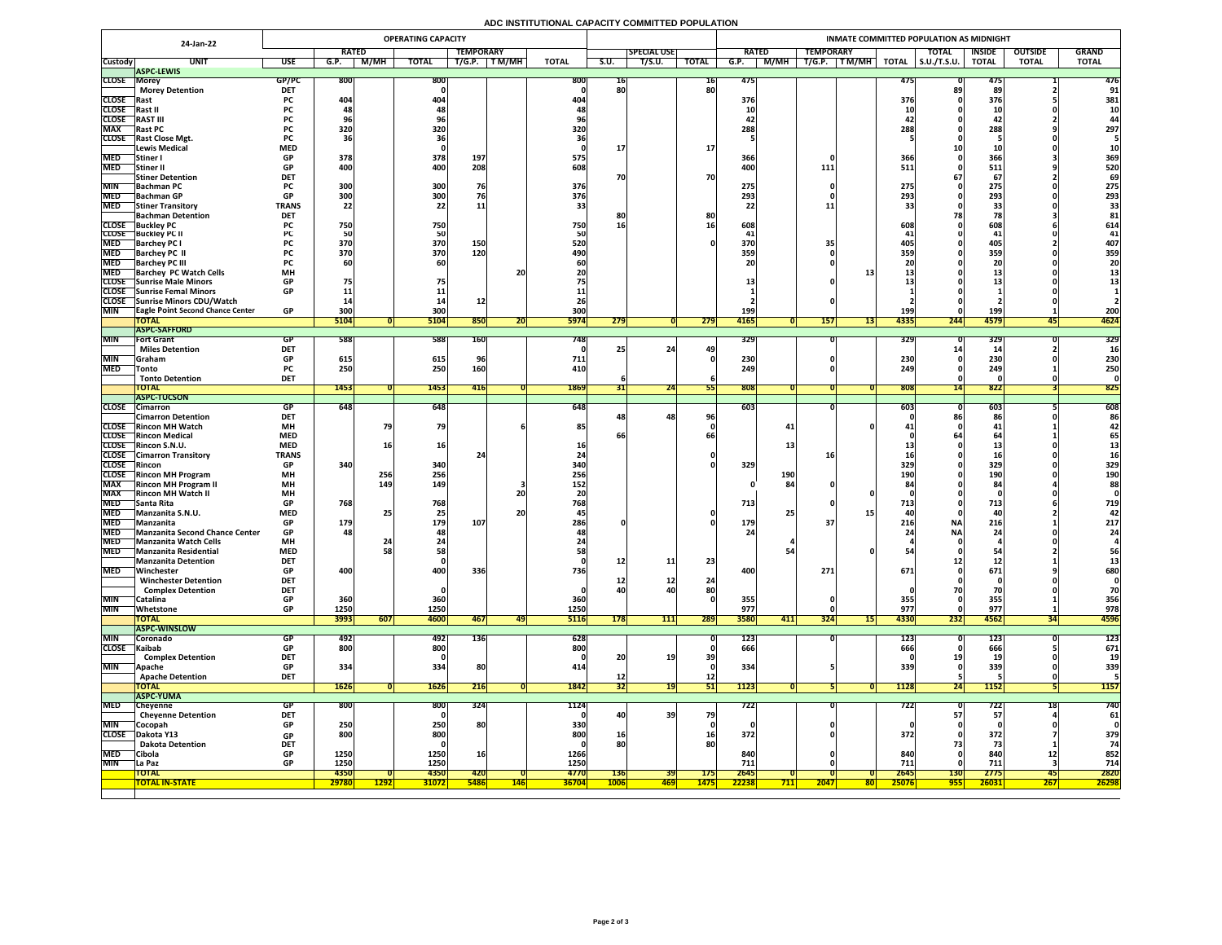# ADC INSTITUTIONAL CAPACITY COMMITTED POPULATION

| 24-Jan-22 | | | OPERATING CAPACITY | | | | | | | | | | INMATE COMMITTED POPULATION AS MIDNIGHT | | | | | | | | | |
|---|---|---|---|---|---|---|---|---|---|---|---|---|---|---|---|---|---|---|---|---|---|---|
| | | | RATED | | | TEMPORARY | | | | SPECIAL USE | | | RATED | | TEMPORARY | | | TOTAL | INSIDE | OUTSIDE | GRAND |
| Custody | UNIT | USE | G.P. | M/MH | TOTAL | T/G.P. | T M/MH | TOTAL | S.U. | T/S.U. | TOTAL | G.P. | M/MH | T/G.P. | T M/MH | TOTAL | S.U./T.S.U. | TOTAL | TOTAL | TOTAL |
| | **ASPC-LEWIS** | | | | | | | | | | | | | | | | | | | |
| CLOSE | Morey | GP/PC | 800 | | 800 | | | 800 | 16 | | 16 | 475 | | | | 475 | 0 | 475 | 1 | 476 |
| | Morey Detention | DET | | | 0 | | | 0 | 80 | | 80 | | | | | | 89 | 89 | 2 | 91 |
| CLOSE | Rast | PC | 404 | | 404 | | | 404 | | | | 376 | | | | 376 | 0 | 376 | 5 | 381 |
| CLOSE | Rast II | PC | 48 | | 48 | | | 48 | | | | 10 | | | | 10 | 0 | 10 | 0 | 10 |
| CLOSE | RAST III | PC | 96 | | 96 | | | 96 | | | | 42 | | | | 42 | 0 | 42 | 2 | 44 |
| MAX | Rast PC | PC | 320 | | 320 | | | 320 | | | | 288 | | | | 288 | 0 | 288 | 9 | 297 |
| CLOSE | Rast Close Mgt. | PC | 36 | | 36 | | | 36 | | | | 5 | | | | 5 | 0 | 5 | 0 | 5 |
| | Lewis Medical | MED | | | 0 | | | 0 | 17 | | 17 | | | | | | 10 | 10 | 0 | 10 |
| MED | Stiner I | GP | 378 | | 378 | 197 | | 575 | | | | 366 | | 0 | | 366 | 0 | 366 | 3 | 369 |
| MED | Stiner II | GP | 400 | | 400 | 208 | | 608 | | | | 400 | | 111 | | 511 | 0 | 511 | 9 | 520 |
| | Stiner Detention | DET | | | | | | | 70 | | 70 | | | | | | 67 | 67 | 2 | 69 |
| MIN | Bachman PC | PC | 300 | | 300 | 76 | | 376 | | | | 275 | | 0 | | 275 | 0 | 275 | 0 | 275 |
| MED | Bachman GP | GP | 300 | | 300 | 76 | | 376 | | | | 293 | | 0 | | 293 | 0 | 293 | 0 | 293 |
| MED | Stiner Transitory | TRANS | 22 | | 22 | 11 | | 33 | | | | 22 | | 11 | | 33 | 0 | 33 | 0 | 33 |
| | Bachman Detention | DET | | | | | | | 80 | | 80 | | | | | | 78 | 78 | 3 | 81 |
| CLOSE | Buckley PC | PC | 750 | | 750 | | | 750 | 16 | | 16 | 608 | | | | 608 | 0 | 608 | 6 | 614 |
| CLOSE | Buckley PC II | PC | 50 | | 50 | | | 50 | | | | 41 | | | | 41 | 0 | 41 | 0 | 41 |
| MED | Barchey PC I | PC | 370 | | 370 | 150 | | 520 | | | 0 | 370 | | 35 | | 405 | 0 | 405 | 2 | 407 |
| MED | Barchey PC II | PC | 370 | | 370 | 120 | | 490 | | | | 359 | | 0 | | 359 | 0 | 359 | 0 | 359 |
| MED | Barchey PC III | PC | 60 | | 60 | | | 60 | | | | 20 | | 0 | | 20 | 0 | 20 | 0 | 20 |
| MED | Barchey PC Watch Cells | MH | | | | | 20 | 20 | | | | | | | 13 | 13 | 0 | 13 | 0 | 13 |
| CLOSE | Sunrise Male Minors | GP | 75 | | 75 | | | 75 | | | | 13 | | 0 | | 13 | 0 | 13 | 0 | 13 |
| CLOSE | Sunrise Femal Minors | GP | 11 | | 11 | | | 11 | | | | 1 | | | | 1 | 0 | 1 | 0 | 1 |
| CLOSE | Sunrise Minors CDU/Watch | | 14 | | 14 | 12 | | 26 | | | | 2 | | 0 | | 2 | 0 | 2 | 0 | 2 |
| MIN | Eagle Point Second Chance Center | GP | 300 | | 300 | | | 300 | | | | 199 | | | | 199 | 0 | 199 | 1 | 200 |
| | **TOTAL** | | 5104 | 0 | 5104 | 850 | 20 | 5974 | 279 | 0 | 279 | 4165 | 0 | 157 | 13 | 4335 | 244 | 4579 | 45 | 4624 |
| | **ASPC-SAFFORD** | | | | | | | | | | | | | | | | | | | |
| MIN | Fort Grant | GP | 588 | | 588 | 160 | | 748 | | | | 329 | | 0 | | 329 | 0 | 329 | 0 | 329 |
| | Miles Detention | DET | | | | | | 0 | 25 | 24 | 49 | | | | | | 14 | 14 | 2 | 16 |
| MIN | Graham | GP | 615 | | 615 | 96 | | 711 | | | 0 | 230 | | 0 | | 230 | 0 | 230 | 0 | 230 |
| MED | Tonto | PC | 250 | | 250 | 160 | | 410 | | | | 249 | | 0 | | 249 | 0 | 249 | 1 | 250 |
| | Tonto Detention | DET | | | | | | | 6 | | 6 | | | | | | 0 | 0 | 0 | 0 |
| | **TOTAL** | | 1453 | 0 | 1453 | 416 | 0 | 1869 | 31 | 24 | 55 | 808 | 0 | 0 | 0 | 808 | 14 | 822 | 3 | 825 |
| | **ASPC-TUCSON** | | | | | | | | | | | | | | | | | | | |
| CLOSE | Cimarron | GP | 648 | | 648 | | | 648 | | | | 603 | | 0 | | 603 | 0 | 603 | 5 | 608 |
| | Cimarron Detention | DET | | | | | | | 48 | 48 | 96 | | | | | 0 | 86 | 86 | 0 | 86 |
| CLOSE | Rincon MH Watch | MH | | 79 | 79 | | 6 | 85 | | | 0 | | 41 | | 0 | 41 | 0 | 41 | 1 | 42 |
| CLOSE | Rincon Medical | MED | | | | | | | 66 | | 66 | | | | | 0 | 64 | 64 | 1 | 65 |
| CLOSE | Rincon S.N.U. | MED | | 16 | 16 | | | 16 | | | | | 13 | | | 13 | 0 | 13 | 0 | 13 |
| CLOSE | Cimarron Transitory | TRANS | | | | 24 | | 24 | | | 0 | | | 16 | | 16 | 0 | 16 | 0 | 16 |
| CLOSE | Rincon | GP | 340 | | 340 | | | 340 | | | 0 | 329 | | | | 329 | 0 | 329 | 0 | 329 |
| CLOSE | Rincon MH Program | MH | | 256 | 256 | | | 256 | | | | | 190 | | | 190 | 0 | 190 | 0 | 190 |
| MAX | Rincon MH Program II | MH | | 149 | 149 | | 3 | 152 | | | | 0 | 84 | 0 | | 84 | 0 | 84 | 4 | 88 |
| MAX | Rincon MH Watch II | MH | | | | | 20 | 20 | | | | | | | 0 | 0 | 0 | 0 | 0 | 0 |
| MED | Santa Rita | GP | 768 | | 768 | | | 768 | | | | 713 | | 0 | | 713 | 0 | 713 | 6 | 719 |
| MED | Manzanita S.N.U. | MED | | 25 | 25 | | 20 | 45 | | | 0 | | 25 | | 15 | 40 | 0 | 40 | 2 | 42 |
| MED | Manzanita | GP | 179 | | 179 | 107 | | 286 | 0 | | 0 | 179 | | 37 | | 216 | NA | 216 | 1 | 217 |
| MED | Manzanita Second Chance Center | GP | 48 | | 48 | | | 48 | | | | 24 | | | | 24 | NA | 24 | 0 | 24 |
| MED | Manzanita Watch Cells | MH | | 24 | 24 | | | 24 | | | | | 4 | | | 4 | 0 | 4 | 0 | 4 |
| MED | Manzanita Residential | MED | | 58 | 58 | | | 58 | | | | | 54 | | 0 | 54 | 0 | 54 | 2 | 56 |
| | Manzanita Detention | DET | | | 0 | | | 0 | 12 | 11 | 23 | | | | | | 12 | 12 | 1 | 13 |
| MED | Winchester | GP | 400 | | 400 | 336 | | 736 | | | | 400 | | 271 | | 671 | 0 | 671 | 9 | 680 |
| | Winchester Detention | DET | | | | | | | 12 | 12 | 24 | | | | | | 0 | 0 | 0 | 0 |
| | Complex Detention | DET | | | 0 | | | 0 | 40 | 40 | 80 | | | | | 0 | 70 | 70 | 0 | 70 |
| MIN | Catalina | GP | 360 | | 360 | | | 360 | | | 0 | 355 | | 0 | | 355 | 0 | 355 | 1 | 356 |
| MIN | Whetstone | GP | 1250 | | 1250 | | | 1250 | | | | 977 | | 0 | | 977 | 0 | 977 | 1 | 978 |
| | **TOTAL** | | 3993 | 607 | 4600 | 467 | 49 | 5116 | 178 | 111 | 289 | 3580 | 411 | 324 | 15 | 4330 | 232 | 4562 | 34 | 4596 |
| | **ASPC-WINSLOW** | | | | | | | | | | | | | | | | | | | |
| MIN | Coronado | GP | 492 | | 492 | 136 | | 628 | | | 0 | 123 | | 0 | | 123 | 0 | 123 | 0 | 123 |
| CLOSE | Kaibab | GP | 800 | | 800 | | | 800 | | | 0 | 666 | | | | 666 | 0 | 666 | 5 | 671 |
| | Complex Detention | DET | | | 0 | | | 0 | 20 | 19 | 39 | | | | | 0 | 19 | 19 | 0 | 19 |
| MIN | Apache | GP | 334 | | 334 | 80 | | 414 | | | 0 | 334 | | 5 | | 339 | 0 | 339 | 0 | 339 |
| | Apache Detention | DET | | | | | | | 12 | | 12 | | | | | | 5 | 5 | 0 | 5 |
| | **TOTAL** | | 1626 | 0 | 1626 | 216 | 0 | 1842 | 32 | 19 | 51 | 1123 | 0 | 5 | 0 | 1128 | 24 | 1152 | 5 | 1157 |
| | **ASPC-YUMA** | | | | | | | | | | | | | | | | | | | |
| MED | Cheyenne | GP | 800 | | 800 | 324 | | 1124 | | | | 722 | | 0 | | 722 | 0 | 722 | 18 | 740 |
| | Cheyenne Detention | DET | | | 0 | | | 0 | 40 | 39 | 79 | | | | | | 57 | 57 | 4 | 61 |
| MIN | Cocopah | GP | 250 | | 250 | 80 | | 330 | | | 0 | 0 | | 0 | | 0 | 0 | 0 | 0 | 0 |
| CLOSE | Dakota Y13 | GP | 800 | | 800 | | | 800 | 16 | | 16 | 372 | | 0 | | 372 | 0 | 372 | 7 | 379 |
| | Dakota Detention | DET | | | 0 | | | 0 | 80 | | 80 | | | | | | 73 | 73 | 1 | 74 |
| MED | Cibola | GP | 1250 | | 1250 | 16 | | 1266 | | | | 840 | | 0 | | 840 | 0 | 840 | 12 | 852 |
| MIN | La Paz | GP | 1250 | | 1250 | | | 1250 | | | | 711 | | 0 | | 711 | 0 | 711 | 3 | 714 |
| | **TOTAL** | | 4350 | 0 | 4350 | 420 | 0 | 4770 | 136 | 39 | 175 | 2645 | 0 | 0 | 0 | 2645 | 130 | 2775 | 45 | 2820 |
| | **TOTAL IN-STATE** | | 29780 | 1292 | 31072 | 5486 | 146 | 36704 | 1006 | 469 | 1475 | 22238 | 711 | 2047 | 80 | 25076 | 955 | 26031 | 267 | 26298 |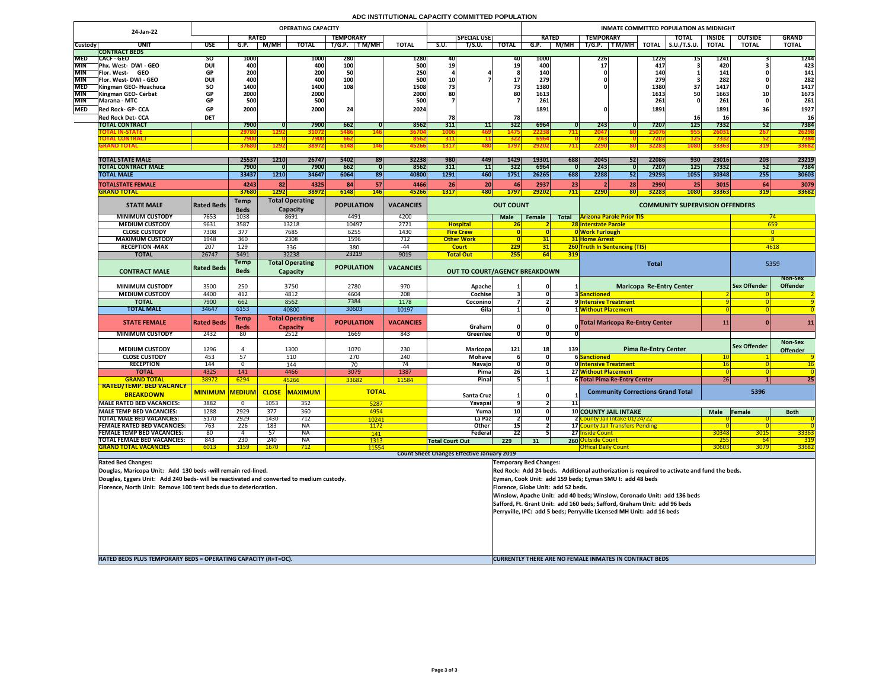# ADC INSTITUTIONAL CAPACITY COMMITTED POPULATION

**24-Jan-22**

| Custody | UNIT | USE | OPERATING CAPACITY RATED G.P. | RATED M/MH | RATED TOTAL | TEMPORARY T/G.P. | TEMPORARY T M/MH | TOTAL | SPECIAL USE S.U. | SPECIAL USE T/S.U. | SPECIAL USE TOTAL | INMATE COMMITTED POPULATION AS MIDNIGHT RATED G.P. | RATED M/MH | TEMPORARY T/G.P. | TEMPORARY T M/MH | TOTAL | TOTAL S.U./T.S.U. | INSIDE TOTAL | OUTSIDE TOTAL | GRAND TOTAL |
|---|---|---|---|---|---|---|---|---|---|---|---|---|---|---|---|---|---|---|---|---|
| | **CONTRACT BEDS** | | | | | | | | | | | | | | | | | | | |
| MED | CACF - GEO | SO | 1000 | | 1000 | 280 | | 1280 | 40 | | 40 | 1000 | | 226 | | 1226 | 15 | 1241 | 3 | 1244 |
| MIN | Phx. West- DWI - GEO | DUI | 400 | | 400 | 100 | | 500 | 19 | | 19 | 400 | | 17 | | 417 | 3 | 420 | 3 | 423 |
| MIN | Flor. West- GEO | GP | 200 | | 200 | 50 | | 250 | 4 | 4 | 8 | 140 | | 0 | | 140 | 1 | 141 | 0 | 141 |
| MIN | Flor. West- DWI - GEO | DUI | 400 | | 400 | 100 | | 500 | 10 | 7 | 17 | 279 | | 0 | | 279 | 3 | 282 | 0 | 282 |
| MED | Kingman GEO- Huachuca | SO | 1400 | | 1400 | 108 | | 1508 | 73 | | 73 | 1380 | | 0 | | 1380 | 37 | 1417 | 0 | 1417 |
| MIN | Kingman GEO- Cerbat | GP | 2000 | | 2000 | | | 2000 | 80 | | 80 | 1613 | | | | 1613 | 50 | 1663 | 10 | 1673 |
| MIN | Marana - MTC | GP | 500 | | 500 | | | 500 | 7 | | 7 | 261 | | | | 261 | 0 | 261 | 0 | 261 |
| MED | Red Rock- GP- CCA | GP | 2000 | | 2000 | 24 | | 2024 | | | | 1891 | | 0 | | 1891 | | 1891 | 36 | 1927 |
| | Red Rock Det- CCA | DET | | | | | | | 78 | | 78 | | | | | | 16 | 16 | | 16 |
| | **TOTAL CONTRACT** | | 7900 | 0 | 7900 | 662 | 0 | 8562 | 311 | 11 | 322 | 6964 | 0 | 243 | 0 | 7207 | 125 | 7332 | 52 | 7384 |
| | **TOTAL IN-STATE** | | 29780 | 1292 | 31072 | 5486 | 146 | 36704 | 1006 | 469 | 1475 | 22238 | 711 | 2047 | 80 | 25076 | 955 | 26031 | 267 | 26298 |
| | **TOTAL CONTRACT** | | 7900 | 0 | 7900 | 662 | | 8562 | 311 | 11 | 322 | 6964 | 0 | 243 | 0 | 7207 | 125 | 7332 | 52 | 7384 |
| | **GRAND TOTAL** | | 37680 | 1292 | 38972 | 6148 | 146 | 45266 | 1317 | 480 | 1797 | 29202 | 711 | 2290 | 80 | 32283 | 1080 | 33363 | 319 | 33682 |
| | **TOTAL STATE MALE** | | 25537 | 1210 | 26747 | 5402 | 89 | 32238 | 980 | 449 | 1429 | 19301 | 688 | 2045 | 52 | 22086 | 930 | 23016 | 203 | 23219 |
| | **TOTAL CONTRACT MALE** | | 7900 | 0 | 7900 | 662 | 0 | 8562 | 311 | 11 | 322 | 6964 | 0 | 243 | 0 | 7207 | 125 | 7332 | 52 | 7384 |
| | **TOTAL MALE** | | 33437 | 1210 | 34647 | 6064 | 89 | 40800 | 1291 | 460 | 1751 | 26265 | 688 | 2288 | 52 | 29293 | 1055 | 30348 | 255 | 30603 |
| | **TOTALSTATE FEMALE** | | 4243 | 82 | 4325 | 84 | 57 | 4466 | 26 | 20 | 46 | 2937 | 23 | 2 | 28 | 2990 | 25 | 3015 | 64 | 3079 |
| | **GRAND TOTAL** | | 37680 | 1292 | 38972 | 6148 | 146 | 45266 | 1317 | 480 | 1797 | 29202 | 711 | 2290 | 80 | 32283 | 1080 | 33363 | 319 | 33682 |

| STATE MALE | Rated Beds | Temp Beds | Total Operating Capacity | POPULATION | VACANCIES |
|---|---|---|---|---|---|
| MINIMUM CUSTODY | 7653 | 1038 | 8691 | 4491 | 4200 |
| MEDIUM CUSTODY | 9631 | 3587 | 13218 | 10497 | 2721 |
| CLOSE CUSTODY | 7308 | 377 | 7685 | 6255 | 1430 |
| MAXIMUM CUSTODY | 1948 | 360 | 2308 | 1596 | 712 |
| RECEPTION -MAX | 207 | 129 | 336 | 380 | -44 |
| TOTAL | 26747 | 5491 | 32238 | 23219 | 9019 |

| CONTRACT MALE | Rated Beds | Temp Beds | Total Operating Capacity | POPULATION | VACANCIES |
|---|---|---|---|---|---|
| MINIMUM CUSTODY | 3500 | 250 | 3750 | 2780 | 970 |
| MEDIUM CUSTODY | 4400 | 412 | 4812 | 4604 | 208 |
| TOTAL | 7900 | 662 | 8562 | 7384 | 1178 |
| TOTAL MALE | 34647 | 6153 | 40800 | 30603 | 10197 |

| STATE FEMALE | Rated Beds | Temp Beds | Total Operating Capacity | POPULATION | VACANCIES |
|---|---|---|---|---|---|
| MINIMUM CUSTODY | 2432 | 80 | 2512 | 1669 | 843 |
| MEDIUM CUSTODY | 1296 | 4 | 1300 | 1070 | 230 |
| CLOSE CUSTODY | 453 | 57 | 510 | 270 | 240 |
| RECEPTION | 144 | 0 | 144 | 70 | 74 |
| TOTAL | 4325 | 141 | 4466 | 3079 | 1387 |
| GRAND TOTAL | 38972 | 6294 | 45266 | 33682 | 11584 |

| RATED/TEMP. BED VACANCY BREAKDOWN | MINIMUM | MEDIUM | CLOSE | MAXIMUM | TOTAL |
|---|---|---|---|---|---|
| MALE RATED BED VACANCIES: | 3882 | 0 | 1053 | 352 | 5287 |
| MALE TEMP BED VACANCIES: | 1288 | 2929 | 377 | 360 | 4954 |
| TOTAL MALE BED VACANCIES: | 5170 | 2929 | 1430 | 712 | 10241 |
| FEMALE RATED BED VACANCIES: | 763 | 226 | 183 | NA | 1172 |
| FEMALE TEMP BED VACANCIES: | 80 | 4 | 57 | NA | 141 |
| TOTAL FEMALE BED VACANCIES: | 843 | 230 | 240 | NA | 1313 |
| GRAND TOTAL VACANCIES | 6013 | 3159 | 1670 | 712 | 11554 |

| OUT COUNT | Male | Female | Total |
|---|---|---|---|
| Hospital | 26 | 2 | 28 |
| Fire Crew | 0 | 0 | 0 |
| Other Work | 0 | 31 | 31 |
| Court | 229 | 31 | 260 |
| Total Out | 255 | 64 | 319 |

| OUT TO COURT/AGENCY BREAKDOWN | Male | Female | Total |
|---|---|---|---|
| Apache | 1 | 0 | 1 |
| Cochise | 3 | 0 | 3 |
| Coconino | 7 | 2 | 9 |
| Gila | 1 | 0 | 1 |
| Graham | 0 | 0 | 0 |
| Greenlee | 0 | 0 | 0 |
| Maricopa | 121 | 18 | 139 |
| Mohave | 6 | 0 | 6 |
| Navajo | 0 | 0 | 0 |
| Pima | 26 | 1 | 27 |
| Pinal | 5 | 1 | 6 |
| Santa Cruz | 1 | 0 | 1 |
| Yavapai | 9 | 2 | 11 |
| Yuma | 10 | 0 | 10 |
| La Paz | 2 | 0 | 2 |
| Other | 15 | 2 | 17 |
| Federal | 22 | 5 | 27 |
| Total Court Out | 229 | 31 | 260 |

| COMMUNITY SUPERVISION OFFENDERS | |
|---|---|
| Arizona Parole Prior TIS | 74 |
| Interstate Parole | 659 |
| Work Furlough | 0 |
| Home Arrest | 8 |
| Truth In Sentencing (TIS) | 4618 |
| Total | 5359 |

| Maricopa Re-Entry Center | | Sex Offender | Non-Sex Offender |
|---|---|---|---|
| Sanctioned | 2 | 0 | 2 |
| Intensive Treatment | 9 | 0 | 9 |
| Without Placement | 0 | 0 | 0 |
| Total Maricopa Re-Entry Center | 11 | 0 | 11 |

| Pima Re-Entry Center | | Sex Offender | Non-Sex Offender |
|---|---|---|---|
| Sanctioned | 10 | 1 | 9 |
| Intensive Treatment | 16 | 0 | 16 |
| Without Placement | 0 | 0 | 0 |
| Total Pima Re-Entry Center | 26 | 1 | 25 |

| Community Corrections Grand Total | 5396 |
|---|---|

| COUNTY JAIL INTAKE | Male | Female | Both |
|---|---|---|---|
| County Jail Intake 01/24/22 | 0 | 0 | 0 |
| County Jail Transfers Pending | 0 | 0 | 0 |
| Inside Count | 30348 | 3015 | 33363 |
| Outside Count | 255 | 64 | 319 |
| Offical Daily Count | 30603 | 3079 | 33682 |

**Count Sheet Changes Effective January 2019**

**Rated Bed Changes:**

Douglas, Maricopa Unit: Add 130 beds -will remain red-lined.

Douglas, Eggers Unit: Add 240 beds- will be reactivated and converted to medium custody.

Florence, North Unit: Remove 100 tent beds due to deterioration.

**Temporary Bed Changes:**

Red Rock: Add 24 beds. Additional authorization is required to activate and fund the beds.

Eyman, Cook Unit: add 159 beds; Eyman SMU I: add 48 beds

Florence, Globe Unit: add 52 beds.

Winslow, Apache Unit: add 40 beds; Winslow, Coronado Unit: add 136 beds

Safford, Ft. Grant Unit: add 160 beds; Safford, Graham Unit: add 96 beds

Perryville, IPC: add 5 beds; Perryville Licensed MH Unit: add 16 beds

**RATED BEDS PLUS TEMPORARY BEDS = OPERATING CAPACITY (R+T=OC).**

**CURRENTLY THERE ARE NO FEMALE INMATES IN CONTRACT BEDS**